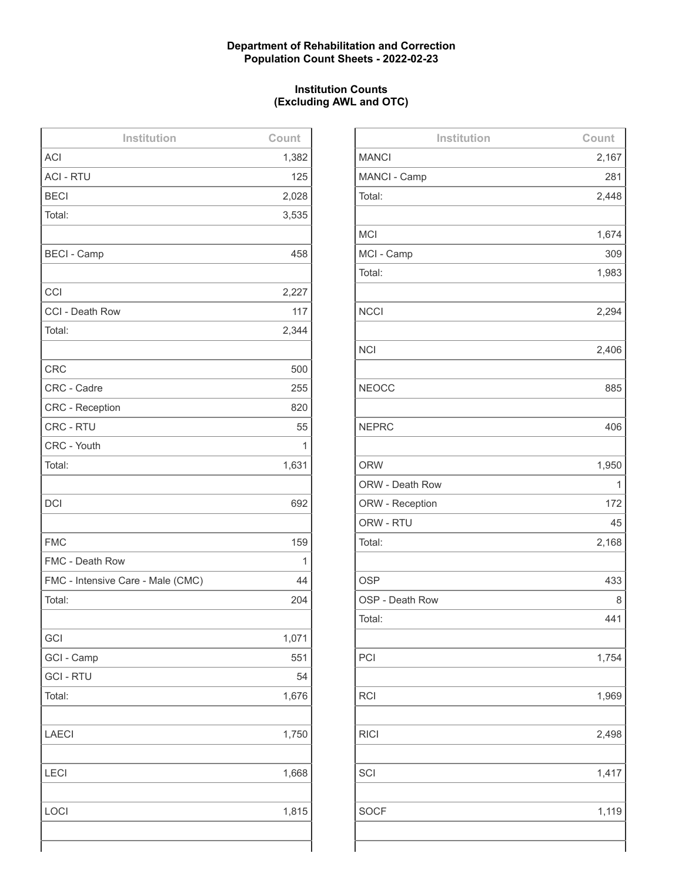**Department of Rehabilitation and Correction**
**Population Count Sheets - 2022-02-23**

**Institution Counts**
**(Excluding AWL and OTC)**

| Institution | Count |
|---|---|
| ACI | 1,382 |
| ACI - RTU | 125 |
| BECI | 2,028 |
| Total: | 3,535 |
| | |
| BECI - Camp | 458 |
| | |
| CCI | 2,227 |
| CCI - Death Row | 117 |
| Total: | 2,344 |
| | |
| CRC | 500 |
| CRC - Cadre | 255 |
| CRC - Reception | 820 |
| CRC - RTU | 55 |
| CRC - Youth | 1 |
| Total: | 1,631 |
| | |
| DCI | 692 |
| | |
| FMC | 159 |
| FMC - Death Row | 1 |
| FMC - Intensive Care - Male (CMC) | 44 |
| Total: | 204 |
| | |
| GCI | 1,071 |
| GCI - Camp | 551 |
| GCI - RTU | 54 |
| Total: | 1,676 |
| | |
| LAECI | 1,750 |
| | |
| LECI | 1,668 |
| | |
| LOCI | 1,815 |
| | |

| Institution | Count |
|---|---|
| MANCI | 2,167 |
| MANCI - Camp | 281 |
| Total: | 2,448 |
| | |
| MCI | 1,674 |
| MCI - Camp | 309 |
| Total: | 1,983 |
| | |
| NCCI | 2,294 |
| | |
| NCI | 2,406 |
| | |
| NEOCC | 885 |
| | |
| NEPRC | 406 |
| | |
| ORW | 1,950 |
| ORW - Death Row | 1 |
| ORW - Reception | 172 |
| ORW - RTU | 45 |
| Total: | 2,168 |
| | |
| OSP | 433 |
| OSP - Death Row | 8 |
| Total: | 441 |
| | |
| PCI | 1,754 |
| | |
| RCI | 1,969 |
| | |
| RICI | 2,498 |
| | |
| SCI | 1,417 |
| | |
| SOCF | 1,119 |
| | |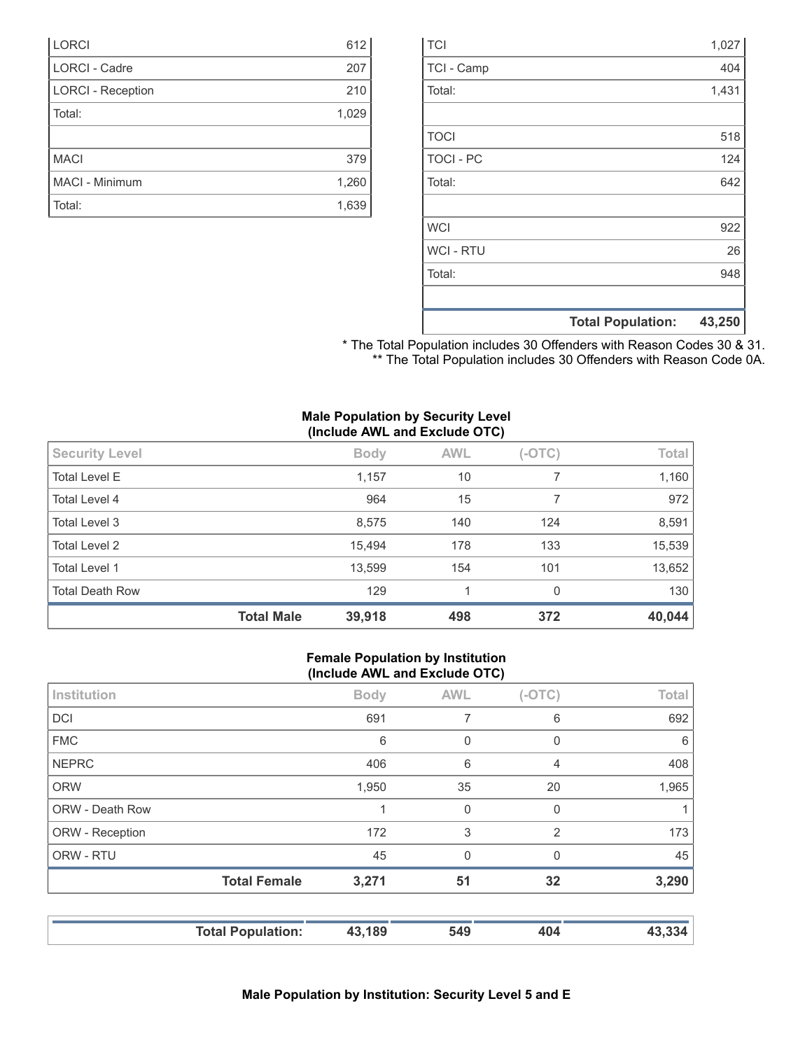| | |
|---|---|
| LORCI | 612 |
| LORCI - Cadre | 207 |
| LORCI - Reception | 210 |
| Total: | 1,029 |
| | |
| MACI | 379 |
| MACI - Minimum | 1,260 |
| Total: | 1,639 |

| | |
|---|---|
| TCI | 1,027 |
| TCI - Camp | 404 |
| Total: | 1,431 |
| | |
| TOCI | 518 |
| TOCI - PC | 124 |
| Total: | 642 |
| | |
| WCI | 922 |
| WCI - RTU | 26 |
| Total: | 948 |
| | |
| **Total Population:** | **43,250** |

* The Total Population includes 30 Offenders with Reason Codes 30 & 31.
** The Total Population includes 30 Offenders with Reason Code 0A.

**Male Population by Security Level (Include AWL and Exclude OTC)**

| Security Level | Body | AWL | (-OTC) | Total |
|---|---|---|---|---|
| Total Level E | 1,157 | 10 | 7 | 1,160 |
| Total Level 4 | 964 | 15 | 7 | 972 |
| Total Level 3 | 8,575 | 140 | 124 | 8,591 |
| Total Level 2 | 15,494 | 178 | 133 | 15,539 |
| Total Level 1 | 13,599 | 154 | 101 | 13,652 |
| Total Death Row | 129 | 1 | 0 | 130 |
| **Total Male** | **39,918** | **498** | **372** | **40,044** |

**Female Population by Institution (Include AWL and Exclude OTC)**

| Institution | Body | AWL | (-OTC) | Total |
|---|---|---|---|---|
| DCI | 691 | 7 | 6 | 692 |
| FMC | 6 | 0 | 0 | 6 |
| NEPRC | 406 | 6 | 4 | 408 |
| ORW | 1,950 | 35 | 20 | 1,965 |
| ORW - Death Row | 1 | 0 | 0 | 1 |
| ORW - Reception | 172 | 3 | 2 | 173 |
| ORW - RTU | 45 | 0 | 0 | 45 |
| **Total Female** | **3,271** | **51** | **32** | **3,290** |

| | | | | |
|---|---|---|---|---|
| **Total Population:** | **43,189** | **549** | **404** | **43,334** |

**Male Population by Institution: Security Level 5 and E**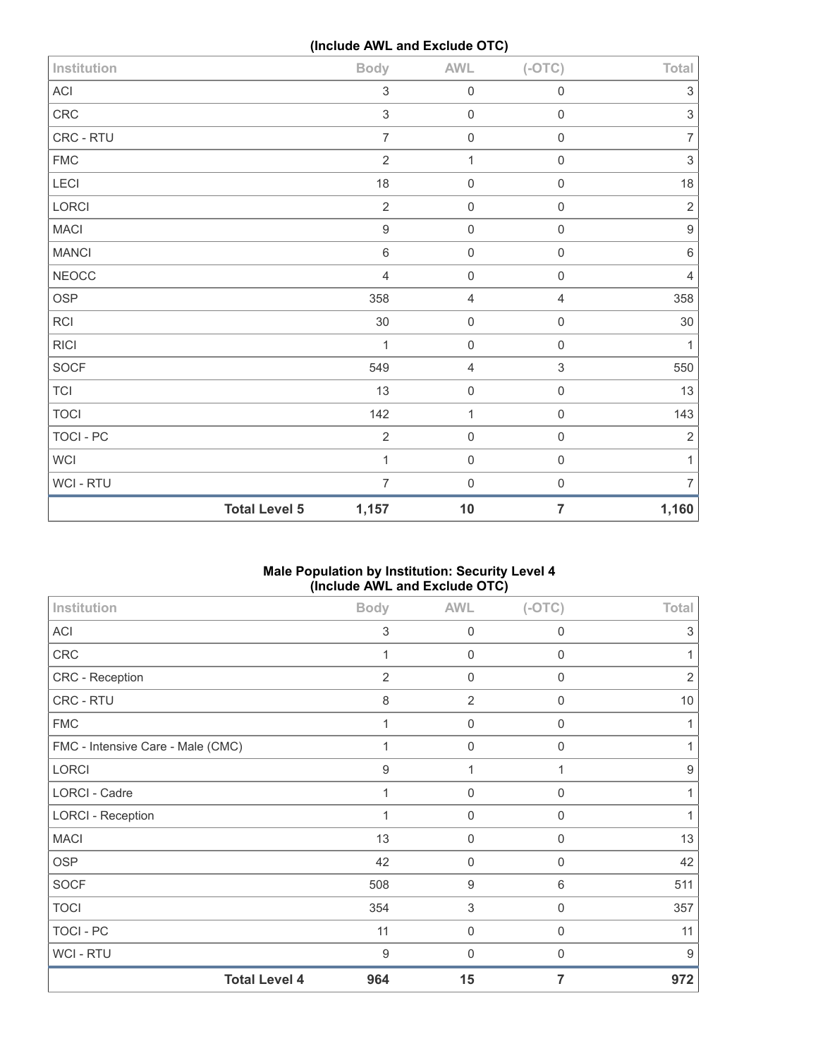(Include AWL and Exclude OTC)

| Institution | Body | AWL | (-OTC) | Total |
|---|---|---|---|---|
| ACI | 3 | 0 | 0 | 3 |
| CRC | 3 | 0 | 0 | 3 |
| CRC - RTU | 7 | 0 | 0 | 7 |
| FMC | 2 | 1 | 0 | 3 |
| LECI | 18 | 0 | 0 | 18 |
| LORCI | 2 | 0 | 0 | 2 |
| MACI | 9 | 0 | 0 | 9 |
| MANCI | 6 | 0 | 0 | 6 |
| NEOCC | 4 | 0 | 0 | 4 |
| OSP | 358 | 4 | 4 | 358 |
| RCI | 30 | 0 | 0 | 30 |
| RICI | 1 | 0 | 0 | 1 |
| SOCF | 549 | 4 | 3 | 550 |
| TCI | 13 | 0 | 0 | 13 |
| TOCI | 142 | 1 | 0 | 143 |
| TOCI - PC | 2 | 0 | 0 | 2 |
| WCI | 1 | 0 | 0 | 1 |
| WCI - RTU | 7 | 0 | 0 | 7 |
| **Total Level 5** | **1,157** | **10** | **7** | **1,160** |

**Male Population by Institution: Security Level 4**
**(Include AWL and Exclude OTC)**

| Institution | Body | AWL | (-OTC) | Total |
|---|---|---|---|---|
| ACI | 3 | 0 | 0 | 3 |
| CRC | 1 | 0 | 0 | 1 |
| CRC - Reception | 2 | 0 | 0 | 2 |
| CRC - RTU | 8 | 2 | 0 | 10 |
| FMC | 1 | 0 | 0 | 1 |
| FMC - Intensive Care - Male (CMC) | 1 | 0 | 0 | 1 |
| LORCI | 9 | 1 | 1 | 9 |
| LORCI - Cadre | 1 | 0 | 0 | 1 |
| LORCI - Reception | 1 | 0 | 0 | 1 |
| MACI | 13 | 0 | 0 | 13 |
| OSP | 42 | 0 | 0 | 42 |
| SOCF | 508 | 9 | 6 | 511 |
| TOCI | 354 | 3 | 0 | 357 |
| TOCI - PC | 11 | 0 | 0 | 11 |
| WCI - RTU | 9 | 0 | 0 | 9 |
| **Total Level 4** | **964** | **15** | **7** | **972** |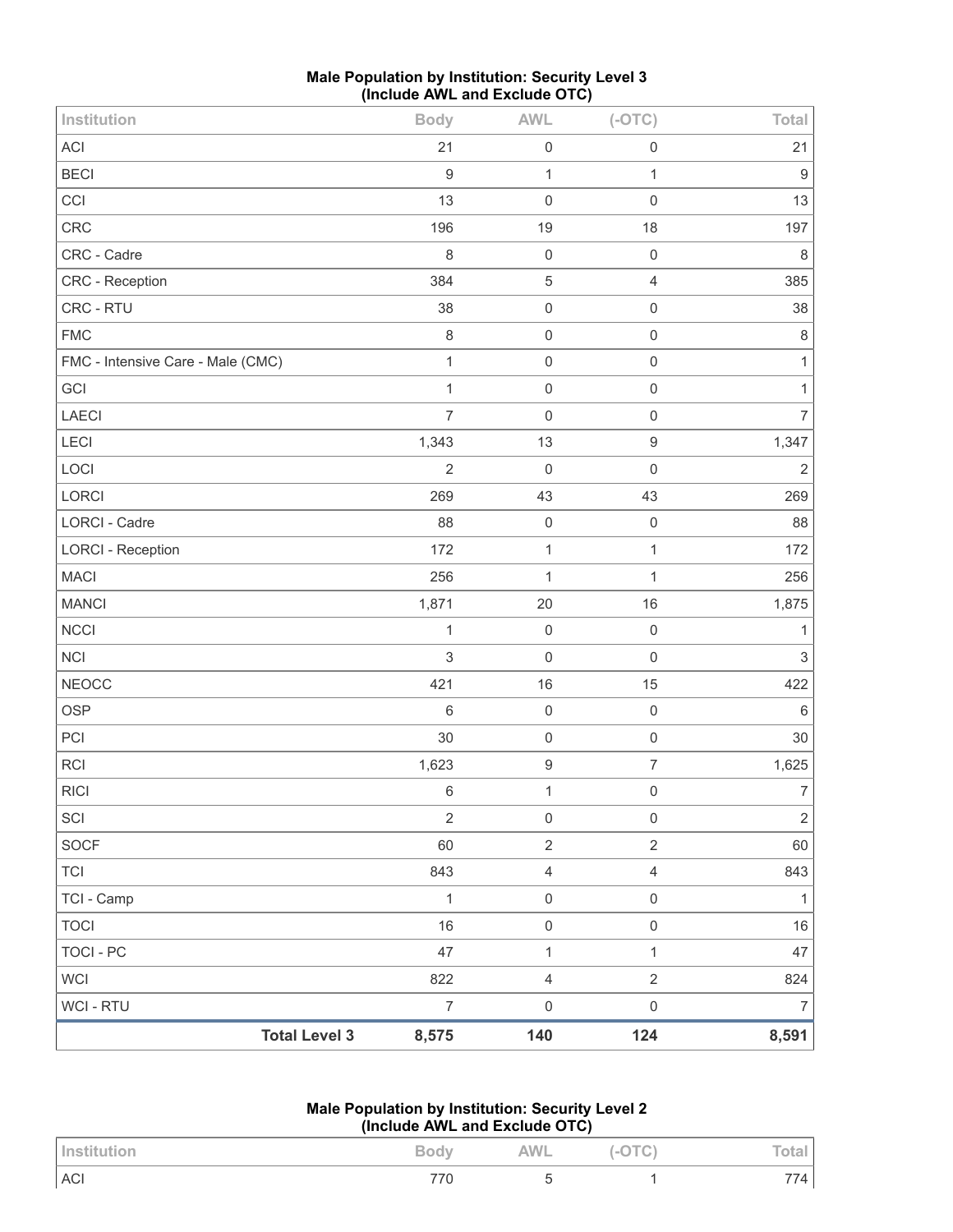**Male Population by Institution: Security Level 3**
**(Include AWL and Exclude OTC)**

| Institution | Body | AWL | (-OTC) | Total |
|---|---|---|---|---|
| ACI | 21 | 0 | 0 | 21 |
| BECI | 9 | 1 | 1 | 9 |
| CCI | 13 | 0 | 0 | 13 |
| CRC | 196 | 19 | 18 | 197 |
| CRC - Cadre | 8 | 0 | 0 | 8 |
| CRC - Reception | 384 | 5 | 4 | 385 |
| CRC - RTU | 38 | 0 | 0 | 38 |
| FMC | 8 | 0 | 0 | 8 |
| FMC - Intensive Care - Male (CMC) | 1 | 0 | 0 | 1 |
| GCI | 1 | 0 | 0 | 1 |
| LAECI | 7 | 0 | 0 | 7 |
| LECI | 1,343 | 13 | 9 | 1,347 |
| LOCI | 2 | 0 | 0 | 2 |
| LORCI | 269 | 43 | 43 | 269 |
| LORCI - Cadre | 88 | 0 | 0 | 88 |
| LORCI - Reception | 172 | 1 | 1 | 172 |
| MACI | 256 | 1 | 1 | 256 |
| MANCI | 1,871 | 20 | 16 | 1,875 |
| NCCI | 1 | 0 | 0 | 1 |
| NCI | 3 | 0 | 0 | 3 |
| NEOCC | 421 | 16 | 15 | 422 |
| OSP | 6 | 0 | 0 | 6 |
| PCI | 30 | 0 | 0 | 30 |
| RCI | 1,623 | 9 | 7 | 1,625 |
| RICI | 6 | 1 | 0 | 7 |
| SCI | 2 | 0 | 0 | 2 |
| SOCF | 60 | 2 | 2 | 60 |
| TCI | 843 | 4 | 4 | 843 |
| TCI - Camp | 1 | 0 | 0 | 1 |
| TOCI | 16 | 0 | 0 | 16 |
| TOCI - PC | 47 | 1 | 1 | 47 |
| WCI | 822 | 4 | 2 | 824 |
| WCI - RTU | 7 | 0 | 0 | 7 |
| **Total Level 3** | **8,575** | **140** | **124** | **8,591** |

**Male Population by Institution: Security Level 2**
**(Include AWL and Exclude OTC)**

| Institution | Body | AWL | (-OTC) | Total |
|---|---|---|---|---|
| ACI | 770 | 5 | 1 | 774 |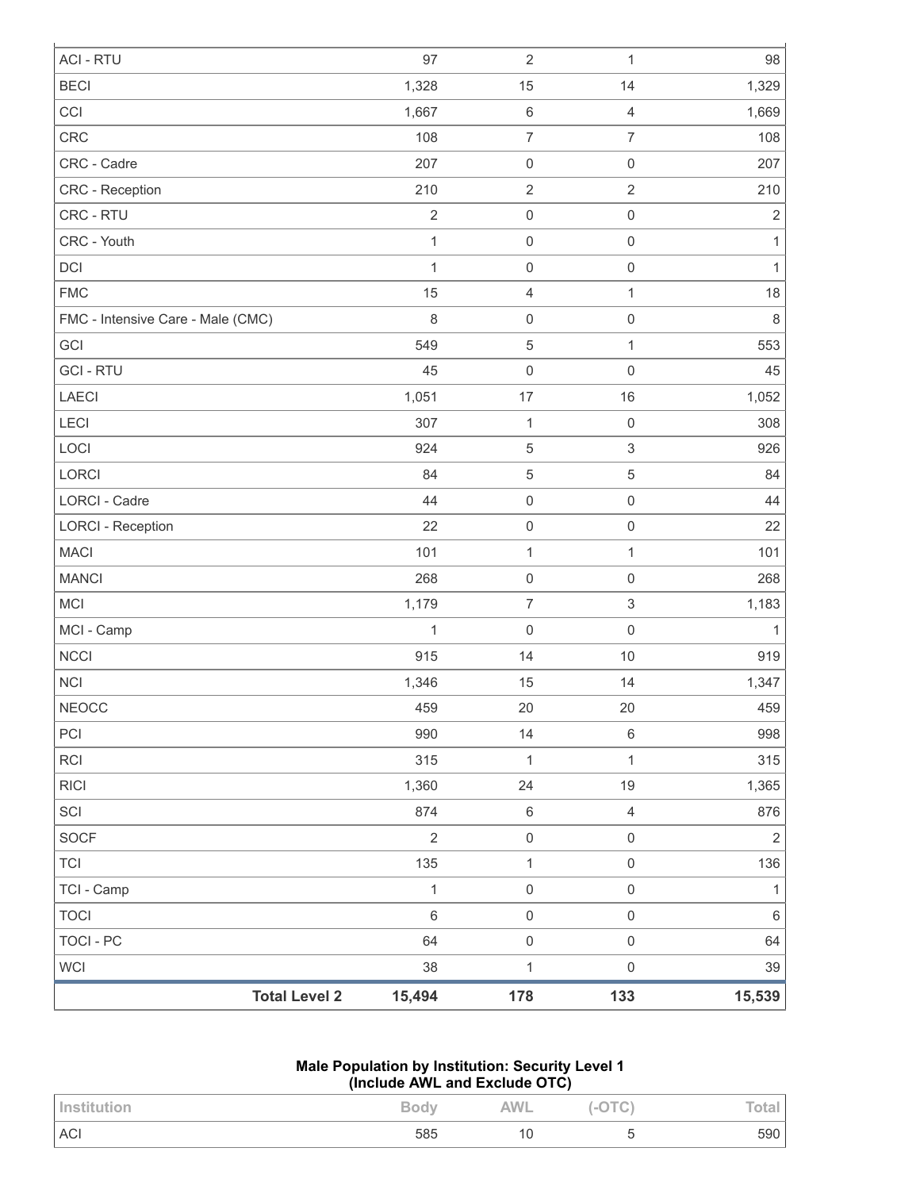| | | | | |
|---|---|---|---|---|
| ACI - RTU | 97 | 2 | 1 | 98 |
| BECI | 1,328 | 15 | 14 | 1,329 |
| CCI | 1,667 | 6 | 4 | 1,669 |
| CRC | 108 | 7 | 7 | 108 |
| CRC - Cadre | 207 | 0 | 0 | 207 |
| CRC - Reception | 210 | 2 | 2 | 210 |
| CRC - RTU | 2 | 0 | 0 | 2 |
| CRC - Youth | 1 | 0 | 0 | 1 |
| DCI | 1 | 0 | 0 | 1 |
| FMC | 15 | 4 | 1 | 18 |
| FMC - Intensive Care - Male (CMC) | 8 | 0 | 0 | 8 |
| GCI | 549 | 5 | 1 | 553 |
| GCI - RTU | 45 | 0 | 0 | 45 |
| LAECI | 1,051 | 17 | 16 | 1,052 |
| LECI | 307 | 1 | 0 | 308 |
| LOCI | 924 | 5 | 3 | 926 |
| LORCI | 84 | 5 | 5 | 84 |
| LORCI - Cadre | 44 | 0 | 0 | 44 |
| LORCI - Reception | 22 | 0 | 0 | 22 |
| MACI | 101 | 1 | 1 | 101 |
| MANCI | 268 | 0 | 0 | 268 |
| MCI | 1,179 | 7 | 3 | 1,183 |
| MCI - Camp | 1 | 0 | 0 | 1 |
| NCCI | 915 | 14 | 10 | 919 |
| NCI | 1,346 | 15 | 14 | 1,347 |
| NEOCC | 459 | 20 | 20 | 459 |
| PCI | 990 | 14 | 6 | 998 |
| RCI | 315 | 1 | 1 | 315 |
| RICI | 1,360 | 24 | 19 | 1,365 |
| SCI | 874 | 6 | 4 | 876 |
| SOCF | 2 | 0 | 0 | 2 |
| TCI | 135 | 1 | 0 | 136 |
| TCI - Camp | 1 | 0 | 0 | 1 |
| TOCI | 6 | 0 | 0 | 6 |
| TOCI - PC | 64 | 0 | 0 | 64 |
| WCI | 38 | 1 | 0 | 39 |
| **Total Level 2** | **15,494** | **178** | **133** | **15,539** |

**Male Population by Institution: Security Level 1**
**(Include AWL and Exclude OTC)**

| Institution | Body | AWL | (-OTC) | Total |
|---|---|---|---|---|
| ACI | 585 | 10 | 5 | 590 |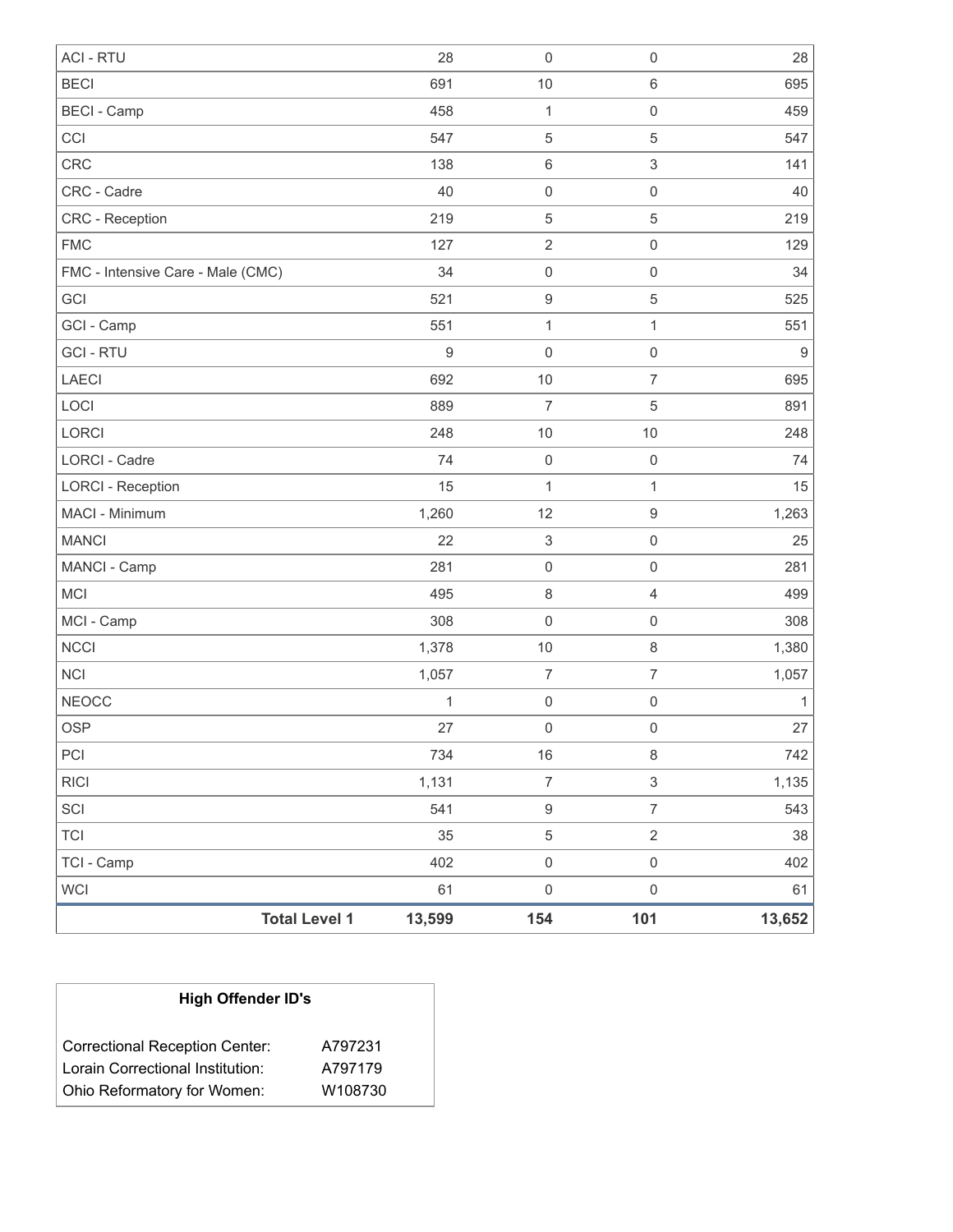| | | | | |
|---|---|---|---|---|
| ACI - RTU | 28 | 0 | 0 | 28 |
| BECI | 691 | 10 | 6 | 695 |
| BECI - Camp | 458 | 1 | 0 | 459 |
| CCI | 547 | 5 | 5 | 547 |
| CRC | 138 | 6 | 3 | 141 |
| CRC - Cadre | 40 | 0 | 0 | 40 |
| CRC - Reception | 219 | 5 | 5 | 219 |
| FMC | 127 | 2 | 0 | 129 |
| FMC - Intensive Care - Male (CMC) | 34 | 0 | 0 | 34 |
| GCI | 521 | 9 | 5 | 525 |
| GCI - Camp | 551 | 1 | 1 | 551 |
| GCI - RTU | 9 | 0 | 0 | 9 |
| LAECI | 692 | 10 | 7 | 695 |
| LOCI | 889 | 7 | 5 | 891 |
| LORCI | 248 | 10 | 10 | 248 |
| LORCI - Cadre | 74 | 0 | 0 | 74 |
| LORCI - Reception | 15 | 1 | 1 | 15 |
| MACI - Minimum | 1,260 | 12 | 9 | 1,263 |
| MANCI | 22 | 3 | 0 | 25 |
| MANCI - Camp | 281 | 0 | 0 | 281 |
| MCI | 495 | 8 | 4 | 499 |
| MCI - Camp | 308 | 0 | 0 | 308 |
| NCCI | 1,378 | 10 | 8 | 1,380 |
| NCI | 1,057 | 7 | 7 | 1,057 |
| NEOCC | 1 | 0 | 0 | 1 |
| OSP | 27 | 0 | 0 | 27 |
| PCI | 734 | 16 | 8 | 742 |
| RICI | 1,131 | 7 | 3 | 1,135 |
| SCI | 541 | 9 | 7 | 543 |
| TCI | 35 | 5 | 2 | 38 |
| TCI - Camp | 402 | 0 | 0 | 402 |
| WCI | 61 | 0 | 0 | 61 |
| **Total Level 1** | **13,599** | **154** | **101** | **13,652** |

**High Offender ID's**

| | |
|---|---|
| Correctional Reception Center: | A797231 |
| Lorain Correctional Institution: | A797179 |
| Ohio Reformatory for Women: | W108730 |